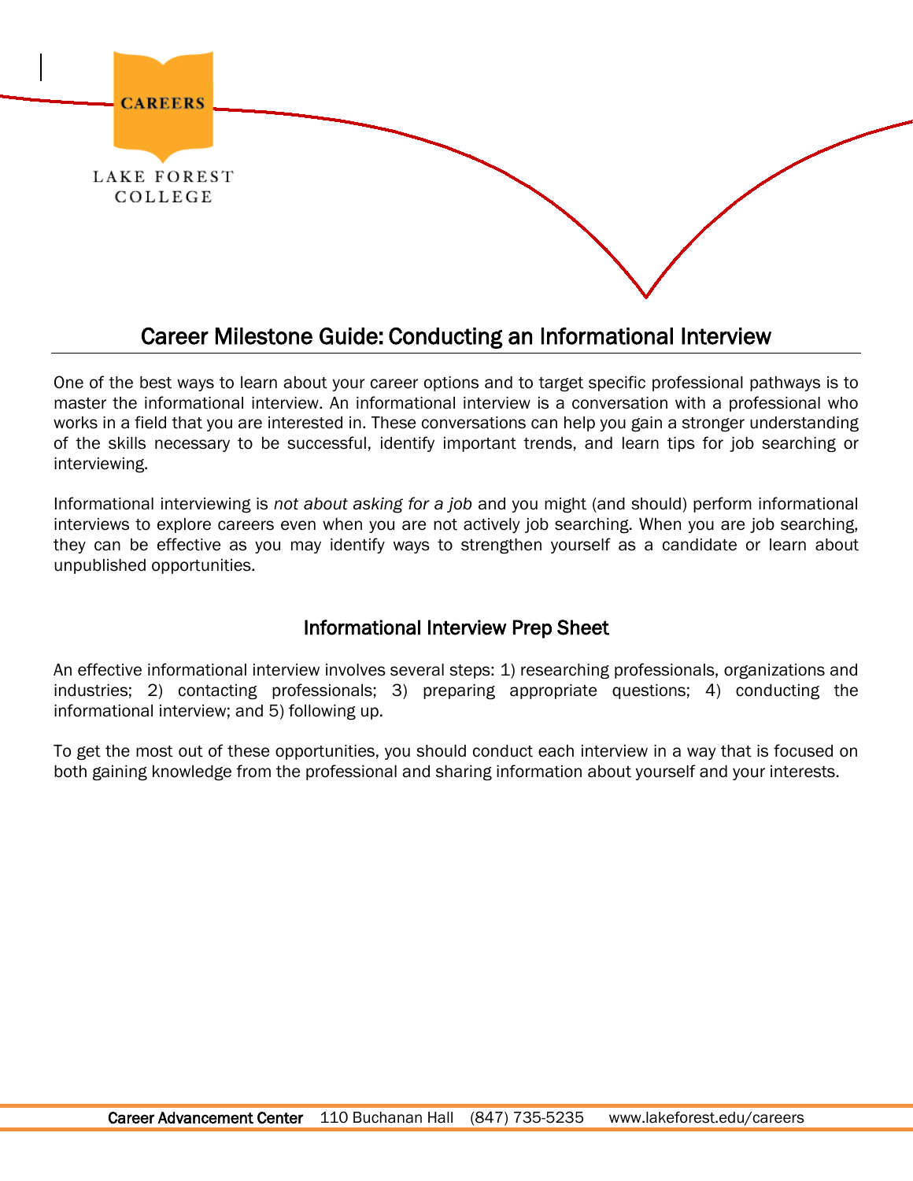# Career Milestone Guide: Conducting an Informational Interview

One of the best ways to learn about your career options and to target specific professional pathways is to master the informational interview. An informational interview is a conversation with a professional who works in a field that you are interested in. These conversations can help you gain a stronger understanding of the skills necessary to be successful, identify important trends, and learn tips for job searching or interviewing.

Informational interviewing is *not about asking for a job* and you might (and should) perform informational interviews to explore careers even when you are not actively job searching. When you are job searching, they can be effective as you may identify ways to strengthen yourself as a candidate or learn about unpublished opportunities.

## Informational Interview Prep Sheet

An effective informational interview involves several steps: 1) researching professionals, organizations and industries; 2) contacting professionals; 3) preparing appropriate questions; 4) conducting the informational interview; and 5) following up.

To get the most out of these opportunities, you should conduct each interview in a way that is focused on both gaining knowledge from the professional and sharing information about yourself and your interests.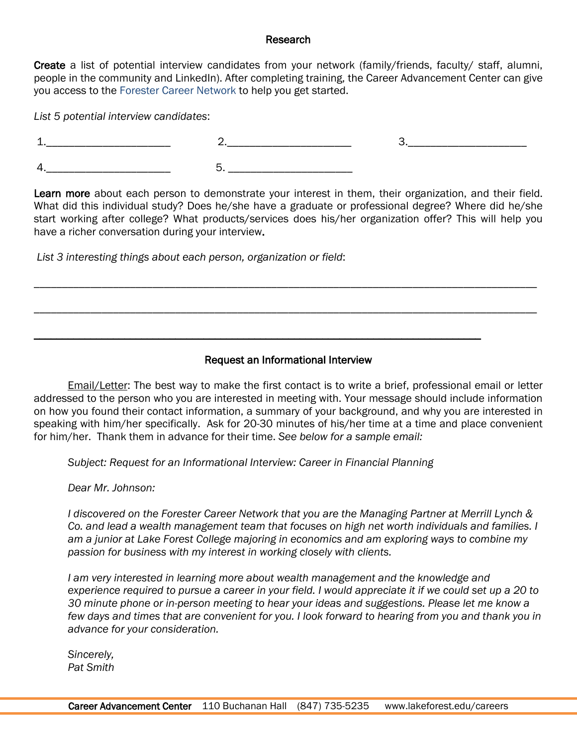## Research

**Create** a list of potential interview candidates from your network (family/friends, faculty/ staff, alumni, people in the community and LinkedIn). After completing training, the Career Advancement Center can give you access to the Forester Career Network to help you get started.

*List 5 potential interview candidates*:

1.______________________ 2.______________________ 3.____________________

4.______________________ 5. ______________________

**Learn more** about each person to demonstrate your interest in them, their organization, and their field. What did this individual study? Does he/she have a graduate or professional degree? Where did he/she start working after college? What products/services does his/her organization offer? This will help you have a richer conversation during your interview**.**

*List 3 interesting things about each person, organization or field*:

_______________________________________________________________________________________

_______________________________________________________________________________________

_______________________________________________________________________________

## Request an Informational Interview

Email/Letter: The best way to make the first contact is to write a brief, professional email or letter addressed to the person who you are interested in meeting with. Your message should include information on how you found their contact information, a summary of your background, and why you are interested in speaking with him/her specifically. Ask for 20-30 minutes of his/her time at a time and place convenient for him/her. Thank them in advance for their time. *See below for a sample email:*

*Subject: Request for an Informational Interview: Career in Financial Planning*

*Dear Mr. Johnson:*

*I discovered on the Forester Career Network that you are the Managing Partner at Merrill Lynch & Co. and lead a wealth management team that focuses on high net worth individuals and families. I am a junior at Lake Forest College majoring in economics and am exploring ways to combine my passion for business with my interest in working closely with clients.*

*I am very interested in learning more about wealth management and the knowledge and experience required to pursue a career in your field. I would appreciate it if we could set up a 20 to 30 minute phone or in-person meeting to hear your ideas and suggestions. Please let me know a few days and times that are convenient for you. I look forward to hearing from you and thank you in advance for your consideration.*

*Sincerely,*
*Pat Smith*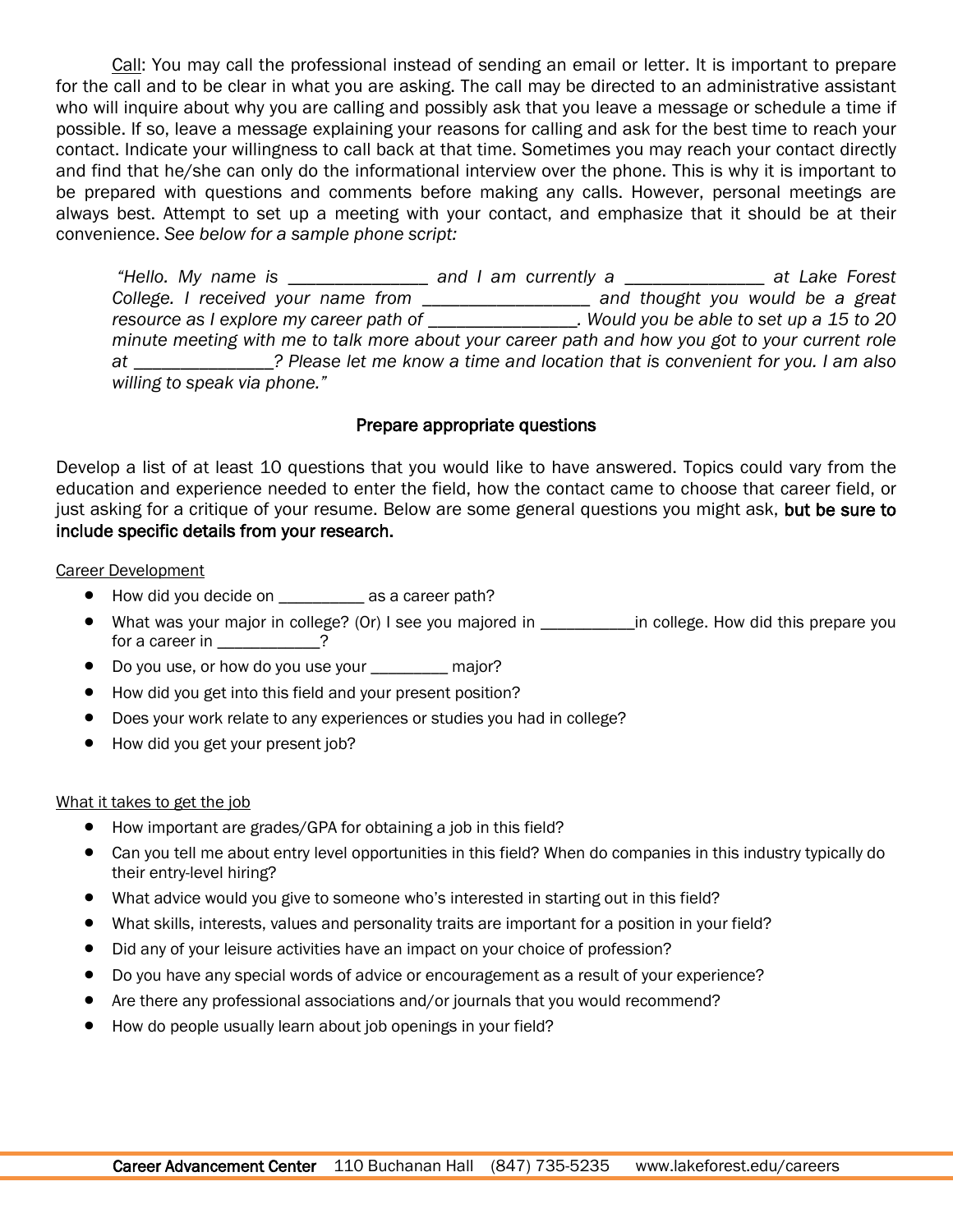Call: You may call the professional instead of sending an email or letter. It is important to prepare for the call and to be clear in what you are asking. The call may be directed to an administrative assistant who will inquire about why you are calling and possibly ask that you leave a message or schedule a time if possible. If so, leave a message explaining your reasons for calling and ask for the best time to reach your contact. Indicate your willingness to call back at that time. Sometimes you may reach your contact directly and find that he/she can only do the informational interview over the phone. This is why it is important to be prepared with questions and comments before making any calls. However, personal meetings are always best. Attempt to set up a meeting with your contact, and emphasize that it should be at their convenience. *See below for a sample phone script:*

> *"Hello. My name is _______________ and I am currently a _______________ at Lake Forest College. I received your name from __________________ and thought you would be a great resource as I explore my career path of ________________. Would you be able to set up a 15 to 20 minute meeting with me to talk more about your career path and how you got to your current role at _______________? Please let me know a time and location that is convenient for you. I am also willing to speak via phone."*

## Prepare appropriate questions

Develop a list of at least 10 questions that you would like to have answered. Topics could vary from the education and experience needed to enter the field, how the contact came to choose that career field, or just asking for a critique of your resume. Below are some general questions you might ask, **but be sure to include specific details from your research.**

Career Development

- How did you decide on __________ as a career path?
- What was your major in college? (Or) I see you majored in ___________in college. How did this prepare you for a career in ____________?
- Do you use, or how do you use your _________ major?
- How did you get into this field and your present position?
- Does your work relate to any experiences or studies you had in college?
- How did you get your present job?

What it takes to get the job

- How important are grades/GPA for obtaining a job in this field?
- Can you tell me about entry level opportunities in this field? When do companies in this industry typically do their entry-level hiring?
- What advice would you give to someone who's interested in starting out in this field?
- What skills, interests, values and personality traits are important for a position in your field?
- Did any of your leisure activities have an impact on your choice of profession?
- Do you have any special words of advice or encouragement as a result of your experience?
- Are there any professional associations and/or journals that you would recommend?
- How do people usually learn about job openings in your field?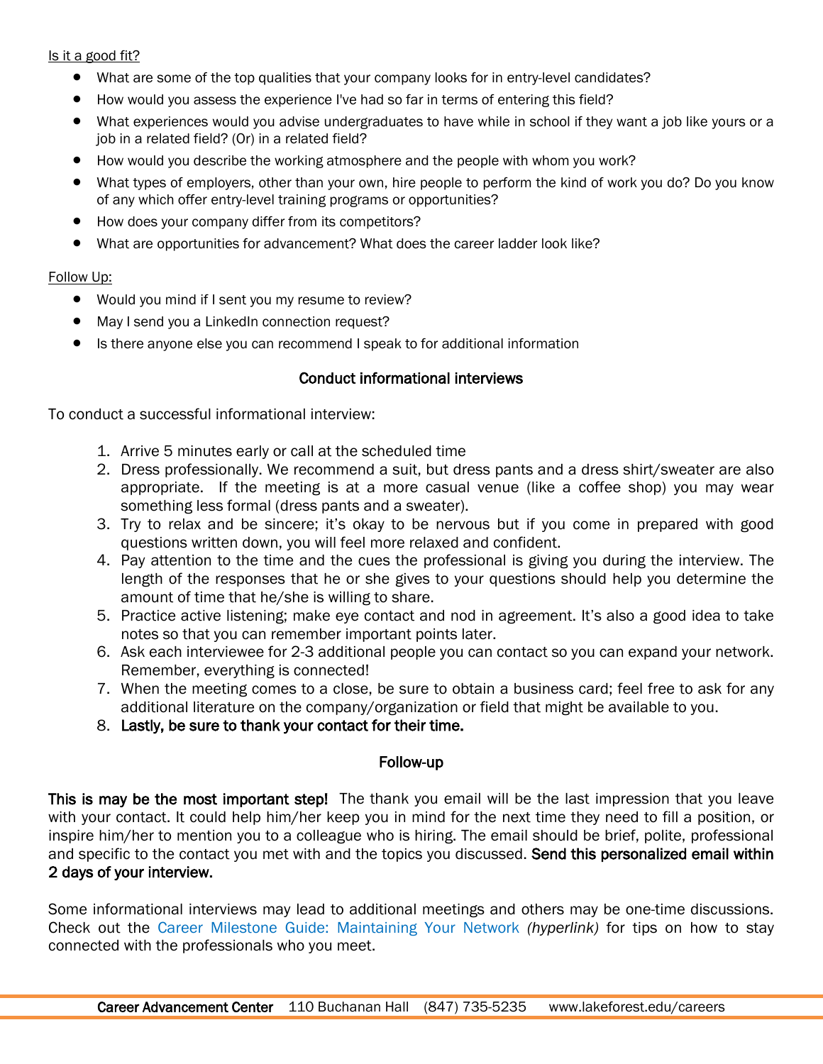Is it a good fit?

- What are some of the top qualities that your company looks for in entry-level candidates?
- How would you assess the experience I've had so far in terms of entering this field?
- What experiences would you advise undergraduates to have while in school if they want a job like yours or a job in a related field? (Or) in a related field?
- How would you describe the working atmosphere and the people with whom you work?
- What types of employers, other than your own, hire people to perform the kind of work you do? Do you know of any which offer entry-level training programs or opportunities?
- How does your company differ from its competitors?
- What are opportunities for advancement? What does the career ladder look like?

Follow Up:

- Would you mind if I sent you my resume to review?
- May I send you a LinkedIn connection request?
- Is there anyone else you can recommend I speak to for additional information

## Conduct informational interviews

To conduct a successful informational interview:

1. Arrive 5 minutes early or call at the scheduled time
2. Dress professionally. We recommend a suit, but dress pants and a dress shirt/sweater are also appropriate. If the meeting is at a more casual venue (like a coffee shop) you may wear something less formal (dress pants and a sweater).
3. Try to relax and be sincere; it's okay to be nervous but if you come in prepared with good questions written down, you will feel more relaxed and confident.
4. Pay attention to the time and the cues the professional is giving you during the interview. The length of the responses that he or she gives to your questions should help you determine the amount of time that he/she is willing to share.
5. Practice active listening; make eye contact and nod in agreement. It's also a good idea to take notes so that you can remember important points later.
6. Ask each interviewee for 2-3 additional people you can contact so you can expand your network. Remember, everything is connected!
7. When the meeting comes to a close, be sure to obtain a business card; feel free to ask for any additional literature on the company/organization or field that might be available to you.
8. **Lastly, be sure to thank your contact for their time.**

## Follow-up

**This is may be the most important step!** The thank you email will be the last impression that you leave with your contact. It could help him/her keep you in mind for the next time they need to fill a position, or inspire him/her to mention you to a colleague who is hiring. The email should be brief, polite, professional and specific to the contact you met with and the topics you discussed. **Send this personalized email within 2 days of your interview.**

Some informational interviews may lead to additional meetings and others may be one-time discussions. Check out the Career Milestone Guide: Maintaining Your Network *(hyperlink)* for tips on how to stay connected with the professionals who you meet.

**Career Advancement Center** 110 Buchanan Hall (847) 735-5235 www.lakeforest.edu/careers